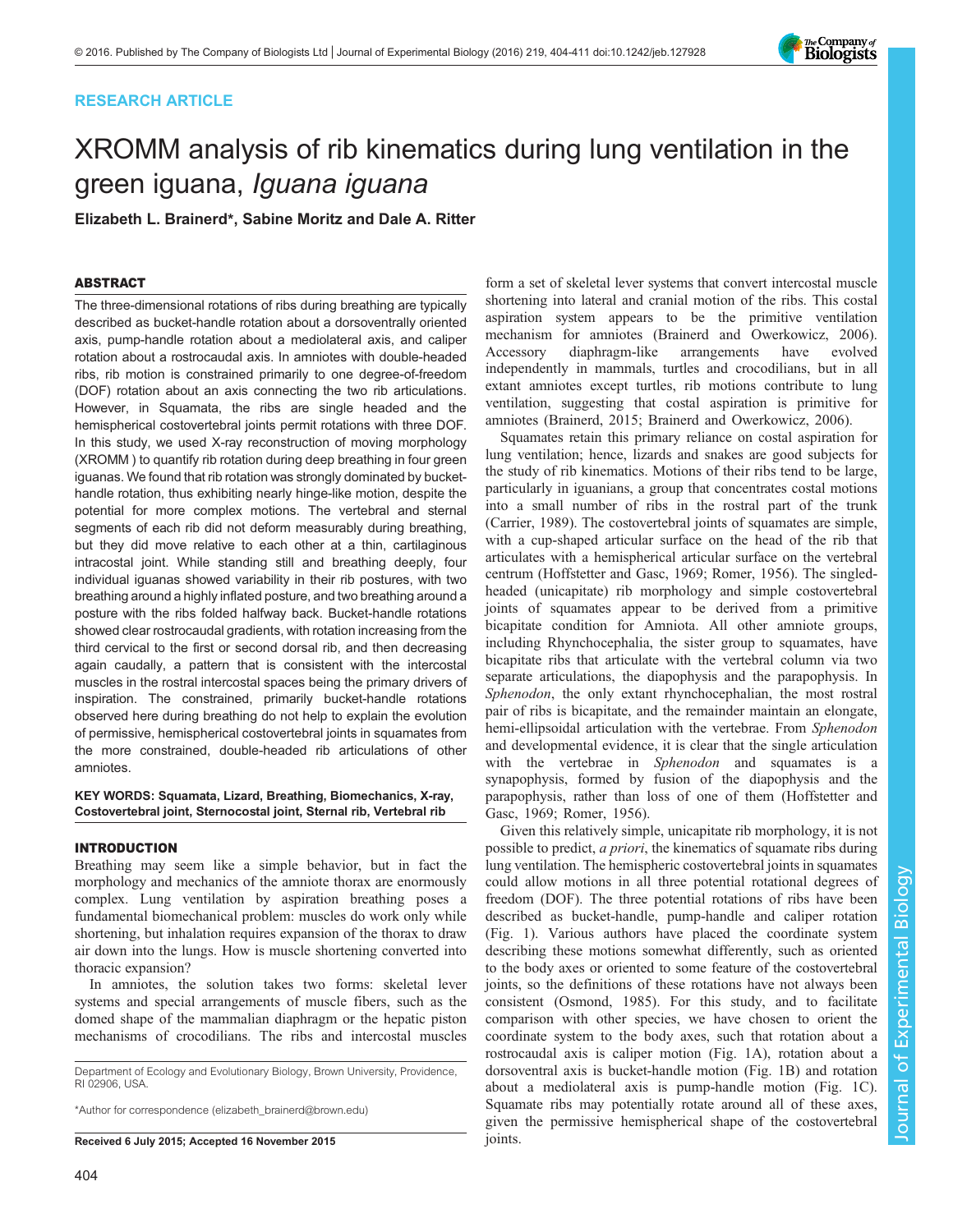RESEARCH ARTICLE

# XROMM analysis of rib kinematics during lung ventilation in the green iguana, *Iguana iguana*

**Elizabeth L. Brainerd*, Sabine Moritz and Dale A. Ritter**

## ABSTRACT

The three-dimensional rotations of ribs during breathing are typically described as bucket-handle rotation about a dorsoventrally oriented axis, pump-handle rotation about a mediolateral axis, and caliper rotation about a rostrocaudal axis. In amniotes with double-headed ribs, rib motion is constrained primarily to one degree-of-freedom (DOF) rotation about an axis connecting the two rib articulations. However, in Squamata, the ribs are single headed and the hemispherical costovertebral joints permit rotations with three DOF. In this study, we used X-ray reconstruction of moving morphology (XROMM ) to quantify rib rotation during deep breathing in four green iguanas. We found that rib rotation was strongly dominated by bucket-handle rotation, thus exhibiting nearly hinge-like motion, despite the potential for more complex motions. The vertebral and sternal segments of each rib did not deform measurably during breathing, but they did move relative to each other at a thin, cartilaginous intracostal joint. While standing still and breathing deeply, four individual iguanas showed variability in their rib postures, with two breathing around a highly inflated posture, and two breathing around a posture with the ribs folded halfway back. Bucket-handle rotations showed clear rostrocaudal gradients, with rotation increasing from the third cervical to the first or second dorsal rib, and then decreasing again caudally, a pattern that is consistent with the intercostal muscles in the rostral intercostal spaces being the primary drivers of inspiration. The constrained, primarily bucket-handle rotations observed here during breathing do not help to explain the evolution of permissive, hemispherical costovertebral joints in squamates from the more constrained, double-headed rib articulations of other amniotes.

**KEY WORDS: Squamata, Lizard, Breathing, Biomechanics, X-ray, Costovertebral joint, Sternocostal joint, Sternal rib, Vertebral rib**

## INTRODUCTION

Breathing may seem like a simple behavior, but in fact the morphology and mechanics of the amniote thorax are enormously complex. Lung ventilation by aspiration breathing poses a fundamental biomechanical problem: muscles do work only while shortening, but inhalation requires expansion of the thorax to draw air down into the lungs. How is muscle shortening converted into thoracic expansion?

In amniotes, the solution takes two forms: skeletal lever systems and special arrangements of muscle fibers, such as the domed shape of the mammalian diaphragm or the hepatic piston mechanisms of crocodilians. The ribs and intercostal muscles form a set of skeletal lever systems that convert intercostal muscle shortening into lateral and cranial motion of the ribs. This costal aspiration system appears to be the primitive ventilation mechanism for amniotes (Brainerd and Owerkowicz, 2006). Accessory diaphragm-like arrangements have evolved independently in mammals, turtles and crocodilians, but in all extant amniotes except turtles, rib motions contribute to lung ventilation, suggesting that costal aspiration is primitive for amniotes (Brainerd, 2015; Brainerd and Owerkowicz, 2006).

Squamates retain this primary reliance on costal aspiration for lung ventilation; hence, lizards and snakes are good subjects for the study of rib kinematics. Motions of their ribs tend to be large, particularly in iguanians, a group that concentrates costal motions into a small number of ribs in the rostral part of the trunk (Carrier, 1989). The costovertebral joints of squamates are simple, with a cup-shaped articular surface on the head of the rib that articulates with a hemispherical articular surface on the vertebral centrum (Hoffstetter and Gasc, 1969; Romer, 1956). The singled-headed (unicapitate) rib morphology and simple costovertebral joints of squamates appear to be derived from a primitive bicapitate condition for Amniota. All other amniote groups, including Rhynchocephalia, the sister group to squamates, have bicapitate ribs that articulate with the vertebral column via two separate articulations, the diapophysis and the parapophysis. In *Sphenodon*, the only extant rhynchocephalian, the most rostral pair of ribs is bicapitate, and the remainder maintain an elongate, hemi-ellipsoidal articulation with the vertebrae. From *Sphenodon* and developmental evidence, it is clear that the single articulation with the vertebrae in *Sphenodon* and squamates is a synapophysis, formed by fusion of the diapophysis and the parapophysis, rather than loss of one of them (Hoffstetter and Gasc, 1969; Romer, 1956).

Given this relatively simple, unicapitate rib morphology, it is not possible to predict, *a priori*, the kinematics of squamate ribs during lung ventilation. The hemispheric costovertebral joints in squamates could allow motions in all three potential rotational degrees of freedom (DOF). The three potential rotations of ribs have been described as bucket-handle, pump-handle and caliper rotation (Fig. 1). Various authors have placed the coordinate system describing these motions somewhat differently, such as oriented to the body axes or oriented to some feature of the costovertebral joints, so the definitions of these rotations have not always been consistent (Osmond, 1985). For this study, and to facilitate comparison with other species, we have chosen to orient the coordinate system to the body axes, such that rotation about a rostrocaudal axis is caliper motion (Fig. 1A), rotation about a dorsoventral axis is bucket-handle motion (Fig. 1B) and rotation about a mediolateral axis is pump-handle motion (Fig. 1C). Squamate ribs may potentially rotate around all of these axes, given the permissive hemispherical shape of the costovertebral joints.

Department of Ecology and Evolutionary Biology, Brown University, Providence, RI 02906, USA.

*Author for correspondence (elizabeth_brainerd@brown.edu)

**Received 6 July 2015; Accepted 16 November 2015**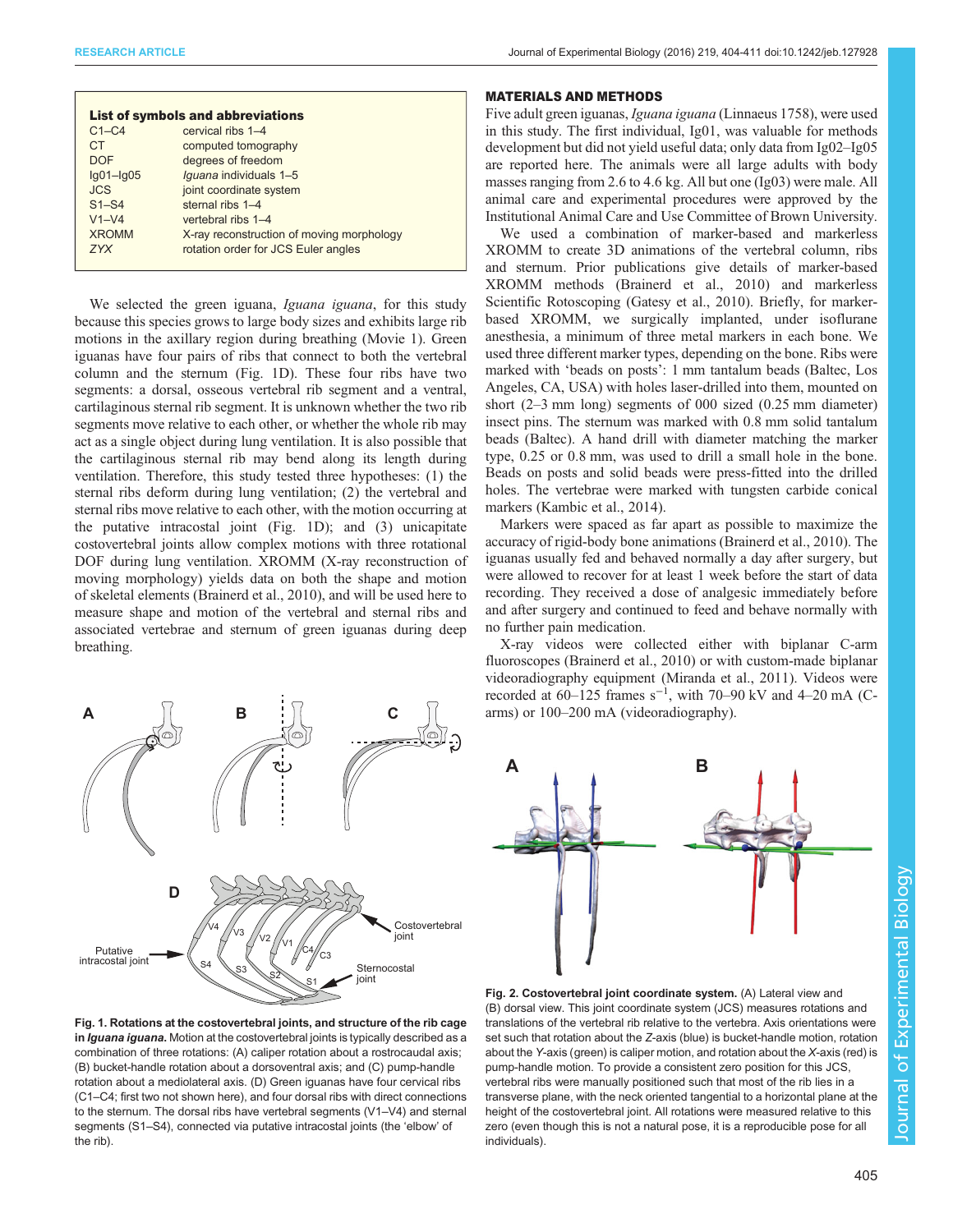**List of symbols and abbreviations**

| | |
|---|---|
| C1–C4 | cervical ribs 1–4 |
| CT | computed tomography |
| DOF | degrees of freedom |
| Ig01–Ig05 | *Iguana* individuals 1–5 |
| JCS | joint coordinate system |
| S1–S4 | sternal ribs 1–4 |
| V1–V4 | vertebral ribs 1–4 |
| XROMM | X-ray reconstruction of moving morphology |
| *ZYX* | rotation order for JCS Euler angles |

We selected the green iguana, *Iguana iguana*, for this study because this species grows to large body sizes and exhibits large rib motions in the axillary region during breathing (Movie 1). Green iguanas have four pairs of ribs that connect to both the vertebral column and the sternum (Fig. 1D). These four ribs have two segments: a dorsal, osseous vertebral rib segment and a ventral, cartilaginous sternal rib segment. It is unknown whether the two rib segments move relative to each other, or whether the whole rib may act as a single object during lung ventilation. It is also possible that the cartilaginous sternal rib may bend along its length during ventilation. Therefore, this study tested three hypotheses: (1) the sternal ribs deform during lung ventilation; (2) the vertebral and sternal ribs move relative to each other, with the motion occurring at the putative intracostal joint (Fig. 1D); and (3) unicapitate costovertebral joints allow complex motions with three rotational DOF during lung ventilation. XROMM (X-ray reconstruction of moving morphology) yields data on both the shape and motion of skeletal elements (Brainerd et al., 2010), and will be used here to measure shape and motion of the vertebral and sternal ribs and associated vertebrae and sternum of green iguanas during deep breathing.

**Fig. 1. Rotations at the costovertebral joints, and structure of the rib cage in *Iguana iguana*.** Motion at the costovertebral joints is typically described as a combination of three rotations: (A) caliper rotation about a rostrocaudal axis; (B) bucket-handle rotation about a dorsoventral axis; and (C) pump-handle rotation about a mediolateral axis. (D) Green iguanas have four cervical ribs (C1–C4; first two not shown here), and four dorsal ribs with direct connections to the sternum. The dorsal ribs have vertebral segments (V1–V4) and sternal segments (S1–S4), connected via putative intracostal joints (the 'elbow' of the rib).

## MATERIALS AND METHODS

Five adult green iguanas, *Iguana iguana* (Linnaeus 1758), were used in this study. The first individual, Ig01, was valuable for methods development but did not yield useful data; only data from Ig02–Ig05 are reported here. The animals were all large adults with body masses ranging from 2.6 to 4.6 kg. All but one (Ig03) were male. All animal care and experimental procedures were approved by the Institutional Animal Care and Use Committee of Brown University.

We used a combination of marker-based and markerless XROMM to create 3D animations of the vertebral column, ribs and sternum. Prior publications give details of marker-based XROMM methods (Brainerd et al., 2010) and markerless Scientific Rotoscoping (Gatesy et al., 2010). Briefly, for marker-based XROMM, we surgically implanted, under isoflurane anesthesia, a minimum of three metal markers in each bone. We used three different marker types, depending on the bone. Ribs were marked with 'beads on posts': 1 mm tantalum beads (Baltec, Los Angeles, CA, USA) with holes laser-drilled into them, mounted on short (2–3 mm long) segments of 000 sized (0.25 mm diameter) insect pins. The sternum was marked with 0.8 mm solid tantalum beads (Baltec). A hand drill with diameter matching the marker type, 0.25 or 0.8 mm, was used to drill a small hole in the bone. Beads on posts and solid beads were press-fitted into the drilled holes. The vertebrae were marked with tungsten carbide conical markers (Kambic et al., 2014).

Markers were spaced as far apart as possible to maximize the accuracy of rigid-body bone animations (Brainerd et al., 2010). The iguanas usually fed and behaved normally a day after surgery, but were allowed to recover for at least 1 week before the start of data recording. They received a dose of analgesic immediately before and after surgery and continued to feed and behave normally with no further pain medication.

X-ray videos were collected either with biplanar C-arm fluoroscopes (Brainerd et al., 2010) or with custom-made biplanar videoradiography equipment (Miranda et al., 2011). Videos were recorded at 60–125 frames $s^{-1}$, with 70–90 kV and 4–20 mA (C-arms) or 100–200 mA (videoradiography).

**Fig. 2. Costovertebral joint coordinate system.** (A) Lateral view and (B) dorsal view. This joint coordinate system (JCS) measures rotations and translations of the vertebral rib relative to the vertebra. Axis orientations were set such that rotation about the *Z*-axis (blue) is bucket-handle motion, rotation about the *Y*-axis (green) is caliper motion, and rotation about the *X*-axis (red) is pump-handle motion. To provide a consistent zero position for this JCS, vertebral ribs were manually positioned such that most of the rib lies in a transverse plane, with the neck oriented tangential to a horizontal plane at the height of the costovertebral joint. All rotations were measured relative to this zero (even though this is not a natural pose, it is a reproducible pose for all individuals).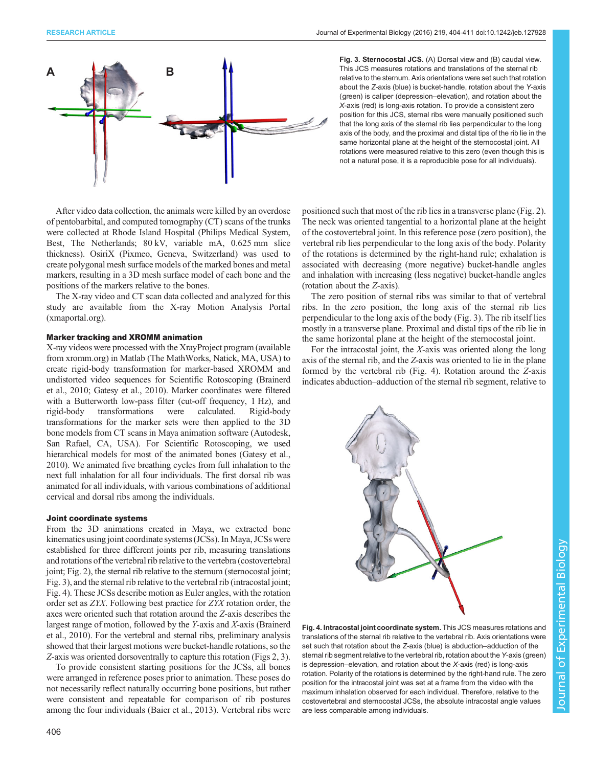**Fig. 3. Sternocostal JCS.** (A) Dorsal view and (B) caudal view. This JCS measures rotations and translations of the sternal rib relative to the sternum. Axis orientations were set such that rotation about the *Z*-axis (blue) is bucket-handle, rotation about the *Y*-axis (green) is caliper (depression–elevation), and rotation about the *X*-axis (red) is long-axis rotation. To provide a consistent zero position for this JCS, sternal ribs were manually positioned such that the long axis of the sternal rib lies perpendicular to the long axis of the body, and the proximal and distal tips of the rib lie in the same horizontal plane at the height of the sternocostal joint. All rotations were measured relative to this zero (even though this is not a natural pose, it is a reproducible pose for all individuals).

After video data collection, the animals were killed by an overdose of pentobarbital, and computed tomography (CT) scans of the trunks were collected at Rhode Island Hospital (Philips Medical System, Best, The Netherlands; 80 kV, variable mA, 0.625 mm slice thickness). OsiriX (Pixmeo, Geneva, Switzerland) was used to create polygonal mesh surface models of the marked bones and metal markers, resulting in a 3D mesh surface model of each bone and the positions of the markers relative to the bones.

The X-ray video and CT scan data collected and analyzed for this study are available from the X-ray Motion Analysis Portal (xmaportal.org).

### Marker tracking and XROMM animation

X-ray videos were processed with the XrayProject program (available from xromm.org) in Matlab (The MathWorks, Natick, MA, USA) to create rigid-body transformation for marker-based XROMM and undistorted video sequences for Scientific Rotoscoping (Brainerd et al., 2010; Gatesy et al., 2010). Marker coordinates were filtered with a Butterworth low-pass filter (cut-off frequency, 1 Hz), and rigid-body transformations were calculated. Rigid-body transformations for the marker sets were then applied to the 3D bone models from CT scans in Maya animation software (Autodesk, San Rafael, CA, USA). For Scientific Rotoscoping, we used hierarchical models for most of the animated bones (Gatesy et al., 2010). We animated five breathing cycles from full inhalation to the next full inhalation for all four individuals. The first dorsal rib was animated for all individuals, with various combinations of additional cervical and dorsal ribs among the individuals.

### Joint coordinate systems

From the 3D animations created in Maya, we extracted bone kinematics using joint coordinate systems (JCSs). In Maya, JCSs were established for three different joints per rib, measuring translations and rotations of the vertebral rib relative to the vertebra (costovertebral joint; Fig. 2), the sternal rib relative to the sternum (sternocostal joint; Fig. 3), and the sternal rib relative to the vertebral rib (intracostal joint; Fig. 4). These JCSs describe motion as Euler angles, with the rotation order set as *ZYX*. Following best practice for *ZYX* rotation order, the axes were oriented such that rotation around the *Z*-axis describes the largest range of motion, followed by the *Y*-axis and *X*-axis (Brainerd et al., 2010). For the vertebral and sternal ribs, preliminary analysis showed that their largest motions were bucket-handle rotations, so the *Z*-axis was oriented dorsoventrally to capture this rotation (Figs 2, 3).

To provide consistent starting positions for the JCSs, all bones were arranged in reference poses prior to animation. These poses do not necessarily reflect naturally occurring bone positions, but rather were consistent and repeatable for comparison of rib postures among the four individuals (Baier et al., 2013). Vertebral ribs were positioned such that most of the rib lies in a transverse plane (Fig. 2). The neck was oriented tangential to a horizontal plane at the height of the costovertebral joint. In this reference pose (zero position), the vertebral rib lies perpendicular to the long axis of the body. Polarity of the rotations is determined by the right-hand rule; exhalation is associated with decreasing (more negative) bucket-handle angles and inhalation with increasing (less negative) bucket-handle angles (rotation about the *Z*-axis).

The zero position of sternal ribs was similar to that of vertebral ribs. In the zero position, the long axis of the sternal rib lies perpendicular to the long axis of the body (Fig. 3). The rib itself lies mostly in a transverse plane. Proximal and distal tips of the rib lie in the same horizontal plane at the height of the sternocostal joint.

For the intracostal joint, the *X*-axis was oriented along the long axis of the sternal rib, and the *Z*-axis was oriented to lie in the plane formed by the vertebral rib (Fig. 4). Rotation around the *Z*-axis indicates abduction–adduction of the sternal rib segment, relative to

**Fig. 4. Intracostal joint coordinate system.** This JCS measures rotations and translations of the sternal rib relative to the vertebral rib. Axis orientations were set such that rotation about the *Z*-axis (blue) is abduction–adduction of the sternal rib segment relative to the vertebral rib, rotation about the *Y*-axis (green) is depression–elevation, and rotation about the *X*-axis (red) is long-axis rotation. Polarity of the rotations is determined by the right-hand rule. The zero position for the intracostal joint was set at a frame from the video with the maximum inhalation observed for each individual. Therefore, relative to the costovertebral and sternocostal JCSs, the absolute intracostal angle values are less comparable among individuals.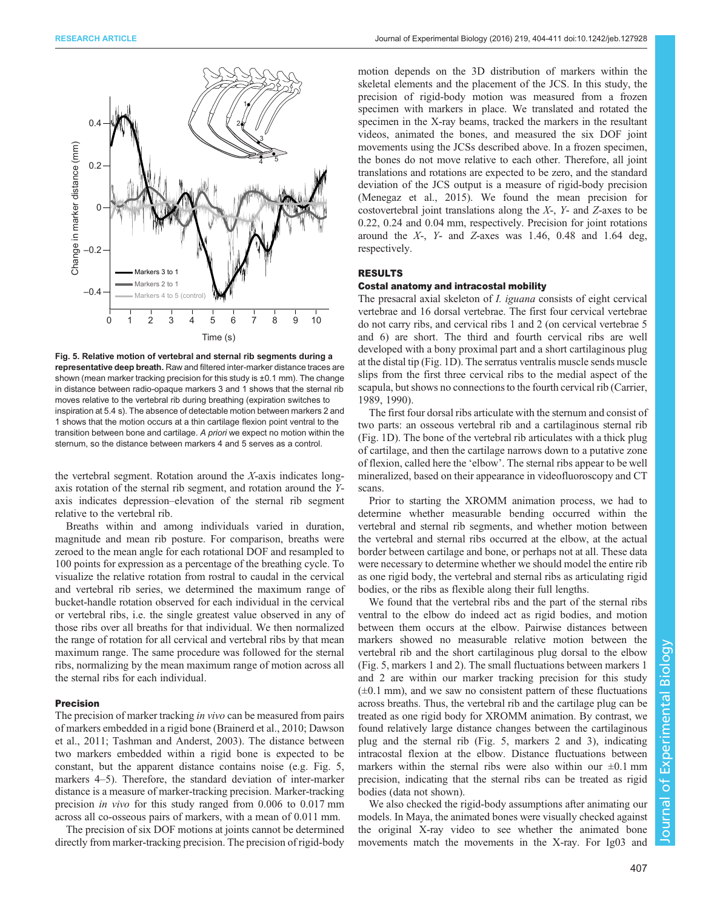Fig. 5. Relative motion of vertebral and sternal rib segments during a representative deep breath. Raw and filtered inter-marker distance traces are shown (mean marker tracking precision for this study is ±0.1 mm). The change in distance between radio-opaque markers 3 and 1 shows that the sternal rib moves relative to the vertebral rib during breathing (expiration switches to inspiration at 5.4 s). The absence of detectable motion between markers 2 and 1 shows that the motion occurs at a thin cartilage flexion point ventral to the transition between bone and cartilage. *A priori* we expect no motion within the sternum, so the distance between markers 4 and 5 serves as a control.

the vertebral segment. Rotation around the *X*-axis indicates long-axis rotation of the sternal rib segment, and rotation around the *Y*-axis indicates depression–elevation of the sternal rib segment relative to the vertebral rib.

Breaths within and among individuals varied in duration, magnitude and mean rib posture. For comparison, breaths were zeroed to the mean angle for each rotational DOF and resampled to 100 points for expression as a percentage of the breathing cycle. To visualize the relative rotation from rostral to caudal in the cervical and vertebral rib series, we determined the maximum range of bucket-handle rotation observed for each individual in the cervical or vertebral ribs, i.e. the single greatest value observed in any of those ribs over all breaths for that individual. We then normalized the range of rotation for all cervical and vertebral ribs by that mean maximum range. The same procedure was followed for the sternal ribs, normalizing by the mean maximum range of motion across all the sternal ribs for each individual.

### Precision

The precision of marker tracking *in vivo* can be measured from pairs of markers embedded in a rigid bone (Brainerd et al., 2010; Dawson et al., 2011; Tashman and Anderst, 2003). The distance between two markers embedded within a rigid bone is expected to be constant, but the apparent distance contains noise (e.g. Fig. 5, markers 4–5). Therefore, the standard deviation of inter-marker distance is a measure of marker-tracking precision. Marker-tracking precision *in vivo* for this study ranged from 0.006 to 0.017 mm across all co-osseous pairs of markers, with a mean of 0.011 mm.

The precision of six DOF motions at joints cannot be determined directly from marker-tracking precision. The precision of rigid-body motion depends on the 3D distribution of markers within the skeletal elements and the placement of the JCS. In this study, the precision of rigid-body motion was measured from a frozen specimen with markers in place. We translated and rotated the specimen in the X-ray beams, tracked the markers in the resultant videos, animated the bones, and measured the six DOF joint movements using the JCSs described above. In a frozen specimen, the bones do not move relative to each other. Therefore, all joint translations and rotations are expected to be zero, and the standard deviation of the JCS output is a measure of rigid-body precision (Menegaz et al., 2015). We found the mean precision for costovertebral joint translations along the *X*-, *Y*- and *Z*-axes to be 0.22, 0.24 and 0.04 mm, respectively. Precision for joint rotations around the *X*-, *Y*- and *Z*-axes was 1.46, 0.48 and 1.64 deg, respectively.

## RESULTS

### Costal anatomy and intracostal mobility

The presacral axial skeleton of *I. iguana* consists of eight cervical vertebrae and 16 dorsal vertebrae. The first four cervical vertebrae do not carry ribs, and cervical ribs 1 and 2 (on cervical vertebrae 5 and 6) are short. The third and fourth cervical ribs are well developed with a bony proximal part and a short cartilaginous plug at the distal tip (Fig. 1D). The serratus ventralis muscle sends muscle slips from the first three cervical ribs to the medial aspect of the scapula, but shows no connections to the fourth cervical rib (Carrier, 1989, 1990).

The first four dorsal ribs articulate with the sternum and consist of two parts: an osseous vertebral rib and a cartilaginous sternal rib (Fig. 1D). The bone of the vertebral rib articulates with a thick plug of cartilage, and then the cartilage narrows down to a putative zone of flexion, called here the 'elbow'. The sternal ribs appear to be well mineralized, based on their appearance in videofluoroscopy and CT scans.

Prior to starting the XROMM animation process, we had to determine whether measurable bending occurred within the vertebral and sternal rib segments, and whether motion between the vertebral and sternal ribs occurred at the elbow, at the actual border between cartilage and bone, or perhaps not at all. These data were necessary to determine whether we should model the entire rib as one rigid body, the vertebral and sternal ribs as articulating rigid bodies, or the ribs as flexible along their full lengths.

We found that the vertebral ribs and the part of the sternal ribs ventral to the elbow do indeed act as rigid bodies, and motion between them occurs at the elbow. Pairwise distances between markers showed no measurable relative motion between the vertebral rib and the short cartilaginous plug dorsal to the elbow (Fig. 5, markers 1 and 2). The small fluctuations between markers 1 and 2 are within our marker tracking precision for this study (±0.1 mm), and we saw no consistent pattern of these fluctuations across breaths. Thus, the vertebral rib and the cartilage plug can be treated as one rigid body for XROMM animation. By contrast, we found relatively large distance changes between the cartilaginous plug and the sternal rib (Fig. 5, markers 2 and 3), indicating intracostal flexion at the elbow. Distance fluctuations between markers within the sternal ribs were also within our ±0.1 mm precision, indicating that the sternal ribs can be treated as rigid bodies (data not shown).

We also checked the rigid-body assumptions after animating our models. In Maya, the animated bones were visually checked against the original X-ray video to see whether the animated bone movements match the movements in the X-ray. For Ig03 and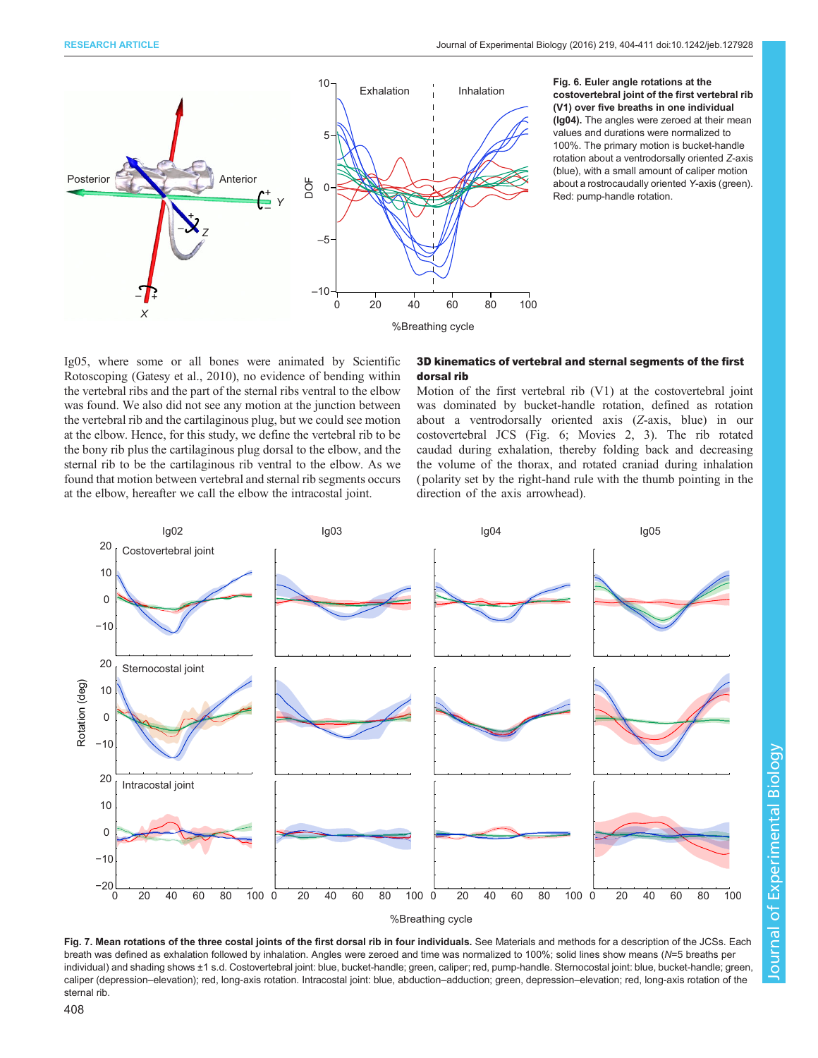**Fig. 6. Euler angle rotations at the costovertebral joint of the first vertebral rib (V1) over five breaths in one individual (Ig04).** The angles were zeroed at their mean values and durations were normalized to 100%. The primary motion is bucket-handle rotation about a ventrodorsally oriented *Z*-axis (blue), with a small amount of caliper motion about a rostrocaudally oriented *Y*-axis (green). Red: pump-handle rotation.

Ig05, where some or all bones were animated by Scientific Rotoscoping (Gatesy et al., 2010), no evidence of bending within the vertebral ribs and the part of the sternal ribs ventral to the elbow was found. We also did not see any motion at the junction between the vertebral rib and the cartilaginous plug, but we could see motion at the elbow. Hence, for this study, we define the vertebral rib to be the bony rib plus the cartilaginous plug dorsal to the elbow, and the sternal rib to be the cartilaginous rib ventral to the elbow. As we found that motion between vertebral and sternal rib segments occurs at the elbow, hereafter we call the elbow the intracostal joint.

### 3D kinematics of vertebral and sternal segments of the first dorsal rib

Motion of the first vertebral rib (V1) at the costovertebral joint was dominated by bucket-handle rotation, defined as rotation about a ventrodorsally oriented axis (*Z*-axis, blue) in our costovertebral JCS (Fig. 6; Movies 2, 3). The rib rotated caudad during exhalation, thereby folding back and decreasing the volume of the thorax, and rotated craniad during inhalation (polarity set by the right-hand rule with the thumb pointing in the direction of the axis arrowhead).

**Fig. 7. Mean rotations of the three costal joints of the first dorsal rib in four individuals.** See Materials and methods for a description of the JCSs. Each breath was defined as exhalation followed by inhalation. Angles were zeroed and time was normalized to 100%; solid lines show means (*N*=5 breaths per individual) and shading shows ±1 s.d. Costovertebral joint: blue, bucket-handle; green, caliper; red, pump-handle. Sternocostal joint: blue, bucket-handle; green, caliper (depression–elevation); red, long-axis rotation. Intracostal joint: blue, abduction–adduction; green, depression–elevation; red, long-axis rotation of the sternal rib.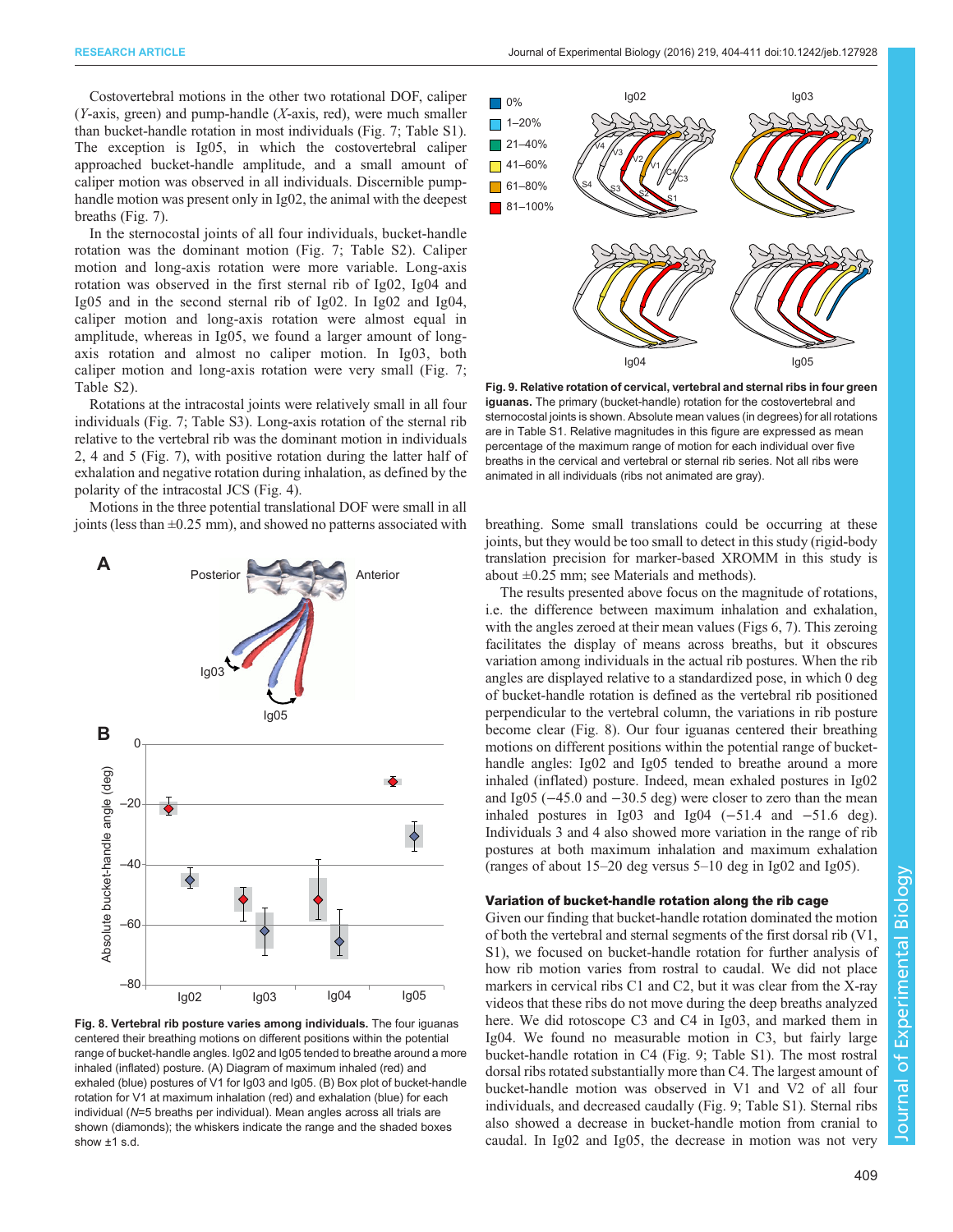Costovertebral motions in the other two rotational DOF, caliper (*Y*-axis, green) and pump-handle (*X*-axis, red), were much smaller than bucket-handle rotation in most individuals (Fig. 7; Table S1). The exception is Ig05, in which the costovertebral caliper approached bucket-handle amplitude, and a small amount of caliper motion was observed in all individuals. Discernible pump-handle motion was present only in Ig02, the animal with the deepest breaths (Fig. 7).

In the sternocostal joints of all four individuals, bucket-handle rotation was the dominant motion (Fig. 7; Table S2). Caliper motion and long-axis rotation were more variable. Long-axis rotation was observed in the first sternal rib of Ig02, Ig04 and Ig05 and in the second sternal rib of Ig02. In Ig02 and Ig04, caliper motion and long-axis rotation were almost equal in amplitude, whereas in Ig05, we found a larger amount of long-axis rotation and almost no caliper motion. In Ig03, both caliper motion and long-axis rotation were very small (Fig. 7; Table S2).

Rotations at the intracostal joints were relatively small in all four individuals (Fig. 7; Table S3). Long-axis rotation of the sternal rib relative to the vertebral rib was the dominant motion in individuals 2, 4 and 5 (Fig. 7), with positive rotation during the latter half of exhalation and negative rotation during inhalation, as defined by the polarity of the intracostal JCS (Fig. 4).

Motions in the three potential translational DOF were small in all joints (less than ±0.25 mm), and showed no patterns associated with breathing. Some small translations could be occurring at these joints, but they would be too small to detect in this study (rigid-body translation precision for marker-based XROMM in this study is about ±0.25 mm; see Materials and methods).

**Fig. 8. Vertebral rib posture varies among individuals.** The four iguanas centered their breathing motions on different positions within the potential range of bucket-handle angles. Ig02 and Ig05 tended to breathe around a more inhaled (inflated) posture. (A) Diagram of maximum inhaled (red) and exhaled (blue) postures of V1 for Ig03 and Ig05. (B) Box plot of bucket-handle rotation for V1 at maximum inhalation (red) and exhalation (blue) for each individual (*N*=5 breaths per individual). Mean angles across all trials are shown (diamonds); the whiskers indicate the range and the shaded boxes show ±1 s.d.

**Fig. 9. Relative rotation of cervical, vertebral and sternal ribs in four green iguanas.** The primary (bucket-handle) rotation for the costovertebral and sternocostal joints is shown. Absolute mean values (in degrees) for all rotations are in Table S1. Relative magnitudes in this figure are expressed as mean percentage of the maximum range of motion for each individual over five breaths in the cervical and vertebral or sternal rib series. Not all ribs were animated in all individuals (ribs not animated are gray).

The results presented above focus on the magnitude of rotations, i.e. the difference between maximum inhalation and exhalation, with the angles zeroed at their mean values (Figs 6, 7). This zeroing facilitates the display of means across breaths, but it obscures variation among individuals in the actual rib postures. When the rib angles are displayed relative to a standardized pose, in which 0 deg of bucket-handle rotation is defined as the vertebral rib positioned perpendicular to the vertebral column, the variations in rib posture become clear (Fig. 8). Our four iguanas centered their breathing motions on different positions within the potential range of bucket-handle angles: Ig02 and Ig05 tended to breathe around a more inhaled (inflated) posture. Indeed, mean exhaled postures in Ig02 and Ig05 (−45.0 and −30.5 deg) were closer to zero than the mean inhaled postures in Ig03 and Ig04 (−51.4 and −51.6 deg). Individuals 3 and 4 also showed more variation in the range of rib postures at both maximum inhalation and maximum exhalation (ranges of about 15–20 deg versus 5–10 deg in Ig02 and Ig05).

### Variation of bucket-handle rotation along the rib cage

Given our finding that bucket-handle rotation dominated the motion of both the vertebral and sternal segments of the first dorsal rib (V1, S1), we focused on bucket-handle rotation for further analysis of how rib motion varies from rostral to caudal. We did not place markers in cervical ribs C1 and C2, but it was clear from the X-ray videos that these ribs do not move during the deep breaths analyzed here. We did rotoscope C3 and C4 in Ig03, and marked them in Ig04. We found no measurable motion in C3, but fairly large bucket-handle rotation in C4 (Fig. 9; Table S1). The most rostral dorsal ribs rotated substantially more than C4. The largest amount of bucket-handle motion was observed in V1 and V2 of all four individuals, and decreased caudally (Fig. 9; Table S1). Sternal ribs also showed a decrease in bucket-handle motion from cranial to caudal. In Ig02 and Ig05, the decrease in motion was not very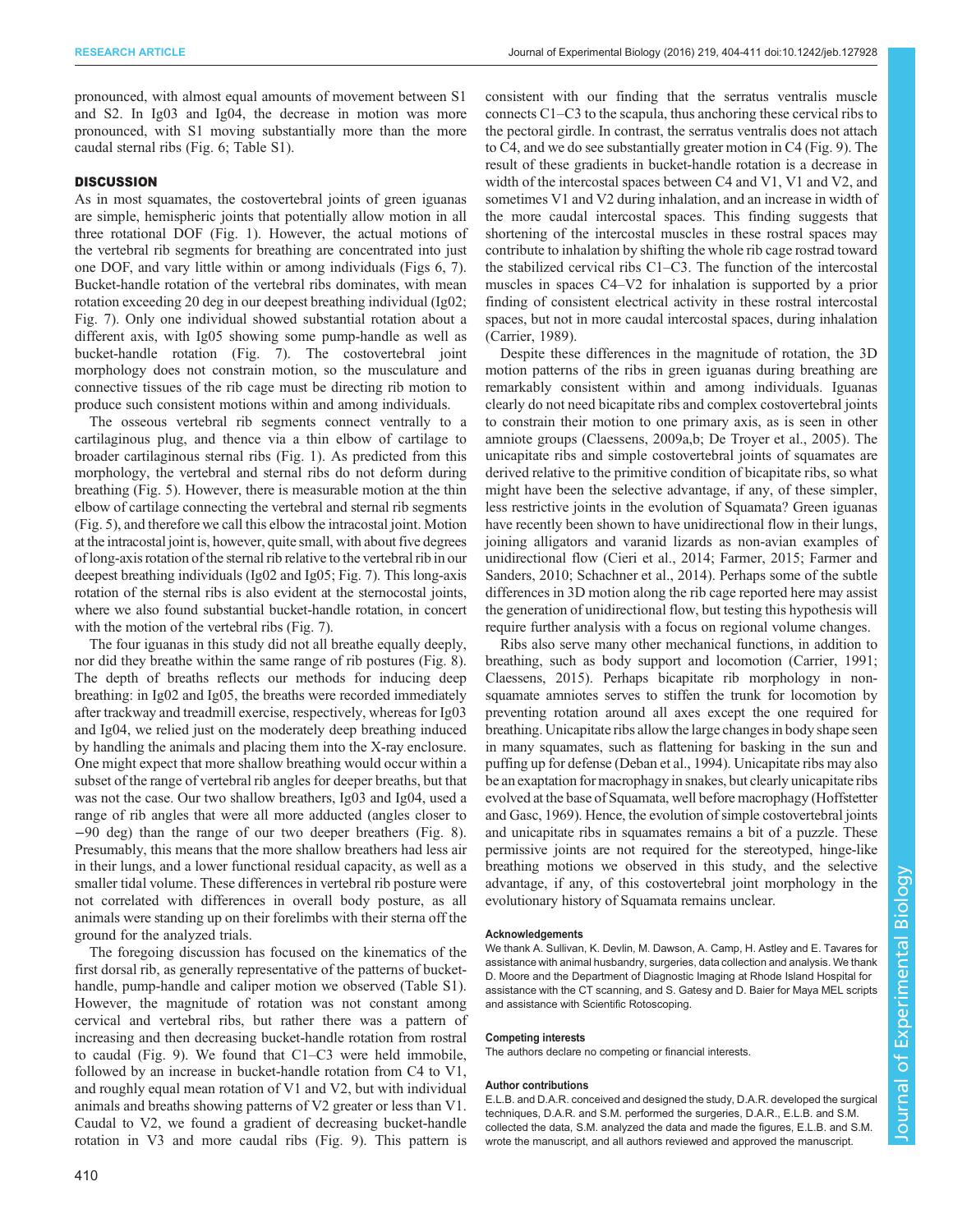pronounced, with almost equal amounts of movement between S1 and S2. In Ig03 and Ig04, the decrease in motion was more pronounced, with S1 moving substantially more than the more caudal sternal ribs (Fig. 6; Table S1).

## DISCUSSION

As in most squamates, the costovertebral joints of green iguanas are simple, hemispheric joints that potentially allow motion in all three rotational DOF (Fig. 1). However, the actual motions of the vertebral rib segments for breathing are concentrated into just one DOF, and vary little within or among individuals (Figs 6, 7). Bucket-handle rotation of the vertebral ribs dominates, with mean rotation exceeding 20 deg in our deepest breathing individual (Ig02; Fig. 7). Only one individual showed substantial rotation about a different axis, with Ig05 showing some pump-handle as well as bucket-handle rotation (Fig. 7). The costovertebral joint morphology does not constrain motion, so the musculature and connective tissues of the rib cage must be directing rib motion to produce such consistent motions within and among individuals.

The osseous vertebral rib segments connect ventrally to a cartilaginous plug, and thence via a thin elbow of cartilage to broader cartilaginous sternal ribs (Fig. 1). As predicted from this morphology, the vertebral and sternal ribs do not deform during breathing (Fig. 5). However, there is measurable motion at the thin elbow of cartilage connecting the vertebral and sternal rib segments (Fig. 5), and therefore we call this elbow the intracostal joint. Motion at the intracostal joint is, however, quite small, with about five degrees of long-axis rotation of the sternal rib relative to the vertebral rib in our deepest breathing individuals (Ig02 and Ig05; Fig. 7). This long-axis rotation of the sternal ribs is also evident at the sternocostal joints, where we also found substantial bucket-handle rotation, in concert with the motion of the vertebral ribs (Fig. 7).

The four iguanas in this study did not all breathe equally deeply, nor did they breathe within the same range of rib postures (Fig. 8). The depth of breaths reflects our methods for inducing deep breathing: in Ig02 and Ig05, the breaths were recorded immediately after trackway and treadmill exercise, respectively, whereas for Ig03 and Ig04, we relied just on the moderately deep breathing induced by handling the animals and placing them into the X-ray enclosure. One might expect that more shallow breathing would occur within a subset of the range of vertebral rib angles for deeper breaths, but that was not the case. Our two shallow breathers, Ig03 and Ig04, used a range of rib angles that were all more adducted (angles closer to −90 deg) than the range of our two deeper breathers (Fig. 8). Presumably, this means that the more shallow breathers had less air in their lungs, and a lower functional residual capacity, as well as a smaller tidal volume. These differences in vertebral rib posture were not correlated with differences in overall body posture, as all animals were standing up on their forelimbs with their sterna off the ground for the analyzed trials.

The foregoing discussion has focused on the kinematics of the first dorsal rib, as generally representative of the patterns of bucket-handle, pump-handle and caliper motion we observed (Table S1). However, the magnitude of rotation was not constant among cervical and vertebral ribs, but rather there was a pattern of increasing and then decreasing bucket-handle rotation from rostral to caudal (Fig. 9). We found that C1–C3 were held immobile, followed by an increase in bucket-handle rotation from C4 to V1, and roughly equal mean rotation of V1 and V2, but with individual animals and breaths showing patterns of V2 greater or less than V1. Caudal to V2, we found a gradient of decreasing bucket-handle rotation in V3 and more caudal ribs (Fig. 9). This pattern is consistent with our finding that the serratus ventralis muscle connects C1–C3 to the scapula, thus anchoring these cervical ribs to the pectoral girdle. In contrast, the serratus ventralis does not attach to C4, and we do see substantially greater motion in C4 (Fig. 9). The result of these gradients in bucket-handle rotation is a decrease in width of the intercostal spaces between C4 and V1, V1 and V2, and sometimes V1 and V2 during inhalation, and an increase in width of the more caudal intercostal spaces. This finding suggests that shortening of the intercostal muscles in these rostral spaces may contribute to inhalation by shifting the whole rib cage rostrad toward the stabilized cervical ribs C1–C3. The function of the intercostal muscles in spaces C4–V2 for inhalation is supported by a prior finding of consistent electrical activity in these rostral intercostal spaces, but not in more caudal intercostal spaces, during inhalation (Carrier, 1989).

Despite these differences in the magnitude of rotation, the 3D motion patterns of the ribs in green iguanas during breathing are remarkably consistent within and among individuals. Iguanas clearly do not need bicapitate ribs and complex costovertebral joints to constrain their motion to one primary axis, as is seen in other amniote groups (Claessens, 2009a,b; De Troyer et al., 2005). The unicapitate ribs and simple costovertebral joints of squamates are derived relative to the primitive condition of bicapitate ribs, so what might have been the selective advantage, if any, of these simpler, less restrictive joints in the evolution of Squamata? Green iguanas have recently been shown to have unidirectional flow in their lungs, joining alligators and varanid lizards as non-avian examples of unidirectional flow (Cieri et al., 2014; Farmer, 2015; Farmer and Sanders, 2010; Schachner et al., 2014). Perhaps some of the subtle differences in 3D motion along the rib cage reported here may assist the generation of unidirectional flow, but testing this hypothesis will require further analysis with a focus on regional volume changes.

Ribs also serve many other mechanical functions, in addition to breathing, such as body support and locomotion (Carrier, 1991; Claessens, 2015). Perhaps bicapitate rib morphology in non-squamate amniotes serves to stiffen the trunk for locomotion by preventing rotation around all axes except the one required for breathing. Unicapitate ribs allow the large changes in body shape seen in many squamates, such as flattening for basking in the sun and puffing up for defense (Deban et al., 1994). Unicapitate ribs may also be an exaptation for macrophagy in snakes, but clearly unicapitate ribs evolved at the base of Squamata, well before macrophagy (Hoffstetter and Gasc, 1969). Hence, the evolution of simple costovertebral joints and unicapitate ribs in squamates remains a bit of a puzzle. These permissive joints are not required for the stereotyped, hinge-like breathing motions we observed in this study, and the selective advantage, if any, of this costovertebral joint morphology in the evolutionary history of Squamata remains unclear.

#### Acknowledgements

We thank A. Sullivan, K. Devlin, M. Dawson, A. Camp, H. Astley and E. Tavares for assistance with animal husbandry, surgeries, data collection and analysis. We thank D. Moore and the Department of Diagnostic Imaging at Rhode Island Hospital for assistance with the CT scanning, and S. Gatesy and D. Baier for Maya MEL scripts and assistance with Scientific Rotoscoping.

#### Competing interests

The authors declare no competing or financial interests.

#### Author contributions

E.L.B. and D.A.R. conceived and designed the study, D.A.R. developed the surgical techniques, D.A.R. and S.M. performed the surgeries, D.A.R., E.L.B. and S.M. collected the data, S.M. analyzed the data and made the figures, E.L.B. and S.M. wrote the manuscript, and all authors reviewed and approved the manuscript.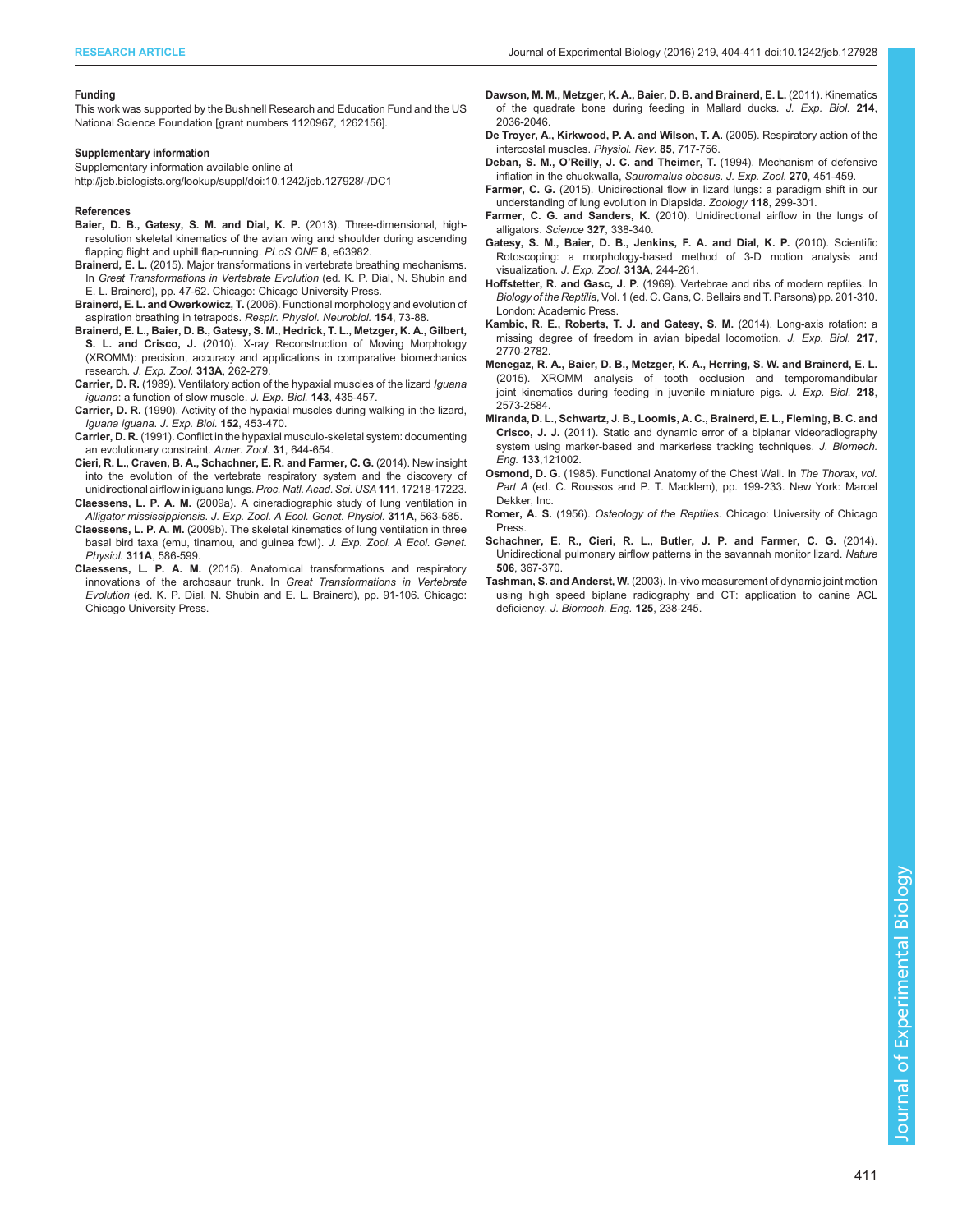#### Funding

This work was supported by the Bushnell Research and Education Fund and the US National Science Foundation [grant numbers 1120967, 1262156].

#### Supplementary information

Supplementary information available online at http://jeb.biologists.org/lookup/suppl/doi:10.1242/jeb.127928/-/DC1

#### References

**Baier, D. B., Gatesy, S. M. and Dial, K. P.** (2013). Three-dimensional, high-resolution skeletal kinematics of the avian wing and shoulder during ascending flapping flight and uphill flap-running. *PLoS ONE* **8**, e63982.

**Brainerd, E. L.** (2015). Major transformations in vertebrate breathing mechanisms. In *Great Transformations in Vertebrate Evolution* (ed. K. P. Dial, N. Shubin and E. L. Brainerd), pp. 47-62. Chicago: Chicago University Press.

**Brainerd, E. L. and Owerkowicz, T.** (2006). Functional morphology and evolution of aspiration breathing in tetrapods. *Respir. Physiol. Neurobiol.* **154**, 73-88.

**Brainerd, E. L., Baier, D. B., Gatesy, S. M., Hedrick, T. L., Metzger, K. A., Gilbert, S. L. and Crisco, J.** (2010). X-ray Reconstruction of Moving Morphology (XROMM): precision, accuracy and applications in comparative biomechanics research. *J. Exp. Zool.* **313A**, 262-279.

**Carrier, D. R.** (1989). Ventilatory action of the hypaxial muscles of the lizard *Iguana iguana*: a function of slow muscle. *J. Exp. Biol.* **143**, 435-457.

**Carrier, D. R.** (1990). Activity of the hypaxial muscles during walking in the lizard, *Iguana iguana*. *J. Exp. Biol.* **152**, 453-470.

**Carrier, D. R.** (1991). Conflict in the hypaxial musculo-skeletal system: documenting an evolutionary constraint. *Amer. Zool.* **31**, 644-654.

**Cieri, R. L., Craven, B. A., Schachner, E. R. and Farmer, C. G.** (2014). New insight into the evolution of the vertebrate respiratory system and the discovery of unidirectional airflow in iguana lungs. *Proc. Natl. Acad. Sci. USA* **111**, 17218-17223.

**Claessens, L. P. A. M.** (2009a). A cineradiographic study of lung ventilation in *Alligator mississippiensis*. *J. Exp. Zool. A Ecol. Genet. Physiol.* **311A**, 563-585.

**Claessens, L. P. A. M.** (2009b). The skeletal kinematics of lung ventilation in three basal bird taxa (emu, tinamou, and guinea fowl). *J. Exp. Zool. A Ecol. Genet. Physiol.* **311A**, 586-599.

**Claessens, L. P. A. M.** (2015). Anatomical transformations and respiratory innovations of the archosaur trunk. In *Great Transformations in Vertebrate Evolution* (ed. K. P. Dial, N. Shubin and E. L. Brainerd), pp. 91-106. Chicago: Chicago University Press.

**Dawson, M. M., Metzger, K. A., Baier, D. B. and Brainerd, E. L.** (2011). Kinematics of the quadrate bone during feeding in Mallard ducks. *J. Exp. Biol.* **214**, 2036-2046.

**De Troyer, A., Kirkwood, P. A. and Wilson, T. A.** (2005). Respiratory action of the intercostal muscles. *Physiol. Rev.* **85**, 717-756.

**Deban, S. M., O'Reilly, J. C. and Theimer, T.** (1994). Mechanism of defensive inflation in the chuckwalla, *Sauromalus obesus*. *J. Exp. Zool.* **270**, 451-459.

**Farmer, C. G.** (2015). Unidirectional flow in lizard lungs: a paradigm shift in our understanding of lung evolution in Diapsida. *Zoology* **118**, 299-301.

**Farmer, C. G. and Sanders, K.** (2010). Unidirectional airflow in the lungs of alligators. *Science* **327**, 338-340.

**Gatesy, S. M., Baier, D. B., Jenkins, F. A. and Dial, K. P.** (2010). Scientific Rotoscoping: a morphology-based method of 3-D motion analysis and visualization. *J. Exp. Zool.* **313A**, 244-261.

**Hoffstetter, R. and Gasc, J. P.** (1969). Vertebrae and ribs of modern reptiles. In *Biology of the Reptilia*, Vol. 1 (ed. C. Gans, C. Bellairs and T. Parsons) pp. 201-310. London: Academic Press.

**Kambic, R. E., Roberts, T. J. and Gatesy, S. M.** (2014). Long-axis rotation: a missing degree of freedom in avian bipedal locomotion. *J. Exp. Biol.* **217**, 2770-2782.

**Menegaz, R. A., Baier, D. B., Metzger, K. A., Herring, S. W. and Brainerd, E. L.** (2015). XROMM analysis of tooth occlusion and temporomandibular joint kinematics during feeding in juvenile miniature pigs. *J. Exp. Biol.* **218**, 2573-2584.

**Miranda, D. L., Schwartz, J. B., Loomis, A. C., Brainerd, E. L., Fleming, B. C. and Crisco, J. J.** (2011). Static and dynamic error of a biplanar videoradiography system using marker-based and markerless tracking techniques. *J. Biomech. Eng.* **133**,121002.

**Osmond, D. G.** (1985). Functional Anatomy of the Chest Wall. In *The Thorax*, *vol. Part A* (ed. C. Roussos and P. T. Macklem), pp. 199-233. New York: Marcel Dekker, Inc.

**Romer, A. S.** (1956). *Osteology of the Reptiles*. Chicago: University of Chicago Press.

**Schachner, E. R., Cieri, R. L., Butler, J. P. and Farmer, C. G.** (2014). Unidirectional pulmonary airflow patterns in the savannah monitor lizard. *Nature* **506**, 367-370.

**Tashman, S. and Anderst, W.** (2003). In-vivo measurement of dynamic joint motion using high speed biplane radiography and CT: application to canine ACL deficiency. *J. Biomech. Eng.* **125**, 238-245.